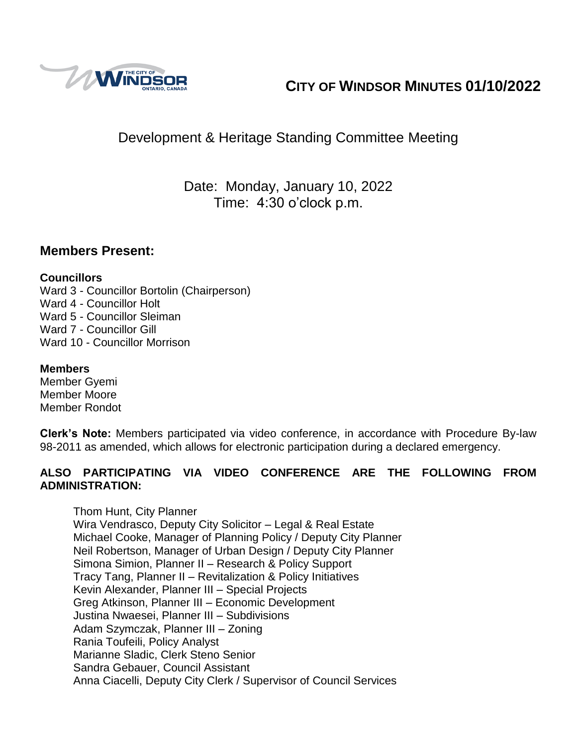# CITY OF WINDSOR MINUTES 01/10/2022

## Development & Heritage Standing Committee Meeting

Date: Monday, January 10, 2022
Time: 4:30 o'clock p.m.

## Members Present:

**Councillors**
Ward 3 - Councillor Bortolin (Chairperson)
Ward 4 - Councillor Holt
Ward 5 - Councillor Sleiman
Ward 7 - Councillor Gill
Ward 10 - Councillor Morrison

**Members**
Member Gyemi
Member Moore
Member Rondot

**Clerk's Note:** Members participated via video conference, in accordance with Procedure By-law 98-2011 as amended, which allows for electronic participation during a declared emergency.

**ALSO PARTICIPATING VIA VIDEO CONFERENCE ARE THE FOLLOWING FROM ADMINISTRATION:**

Thom Hunt, City Planner
Wira Vendrasco, Deputy City Solicitor – Legal & Real Estate
Michael Cooke, Manager of Planning Policy / Deputy City Planner
Neil Robertson, Manager of Urban Design / Deputy City Planner
Simona Simion, Planner II – Research & Policy Support
Tracy Tang, Planner II – Revitalization & Policy Initiatives
Kevin Alexander, Planner III – Special Projects
Greg Atkinson, Planner III – Economic Development
Justina Nwaesei, Planner III – Subdivisions
Adam Szymczak, Planner III – Zoning
Rania Toufeili, Policy Analyst
Marianne Sladic, Clerk Steno Senior
Sandra Gebauer, Council Assistant
Anna Ciacelli, Deputy City Clerk / Supervisor of Council Services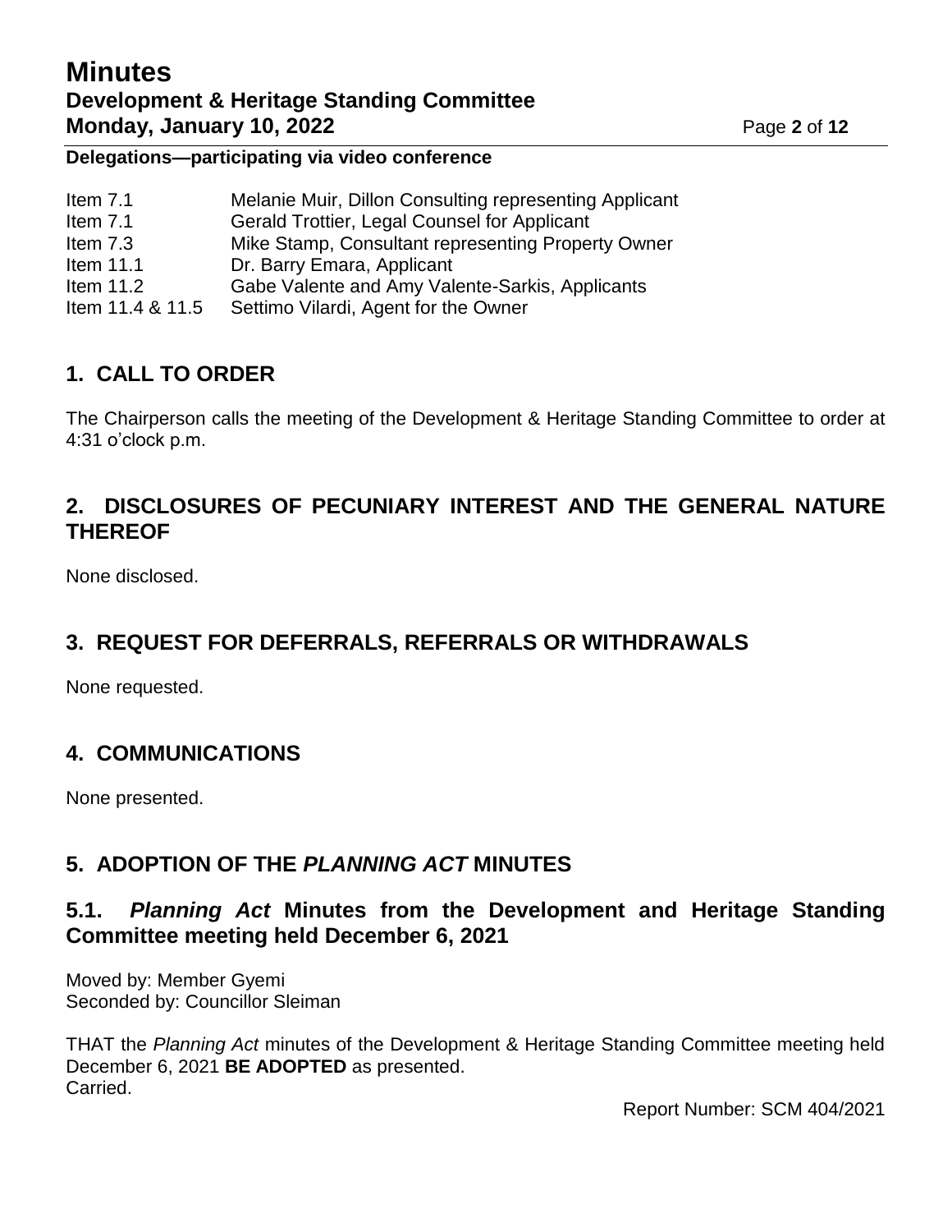**Delegations—participating via video conference**

| | |
|---|---|
| Item 7.1 | Melanie Muir, Dillon Consulting representing Applicant |
| Item 7.1 | Gerald Trottier, Legal Counsel for Applicant |
| Item 7.3 | Mike Stamp, Consultant representing Property Owner |
| Item 11.1 | Dr. Barry Emara, Applicant |
| Item 11.2 | Gabe Valente and Amy Valente-Sarkis, Applicants |
| Item 11.4 & 11.5 | Settimo Vilardi, Agent for the Owner |

## 1. CALL TO ORDER

The Chairperson calls the meeting of the Development & Heritage Standing Committee to order at 4:31 o'clock p.m.

## 2. DISCLOSURES OF PECUNIARY INTEREST AND THE GENERAL NATURE THEREOF

None disclosed.

## 3. REQUEST FOR DEFERRALS, REFERRALS OR WITHDRAWALS

None requested.

## 4. COMMUNICATIONS

None presented.

## 5. ADOPTION OF THE *PLANNING ACT* MINUTES

### 5.1. *Planning Act* Minutes from the Development and Heritage Standing Committee meeting held December 6, 2021

Moved by: Member Gyemi
Seconded by: Councillor Sleiman

THAT the *Planning Act* minutes of the Development & Heritage Standing Committee meeting held December 6, 2021 **BE ADOPTED** as presented.
Carried.

Report Number: SCM 404/2021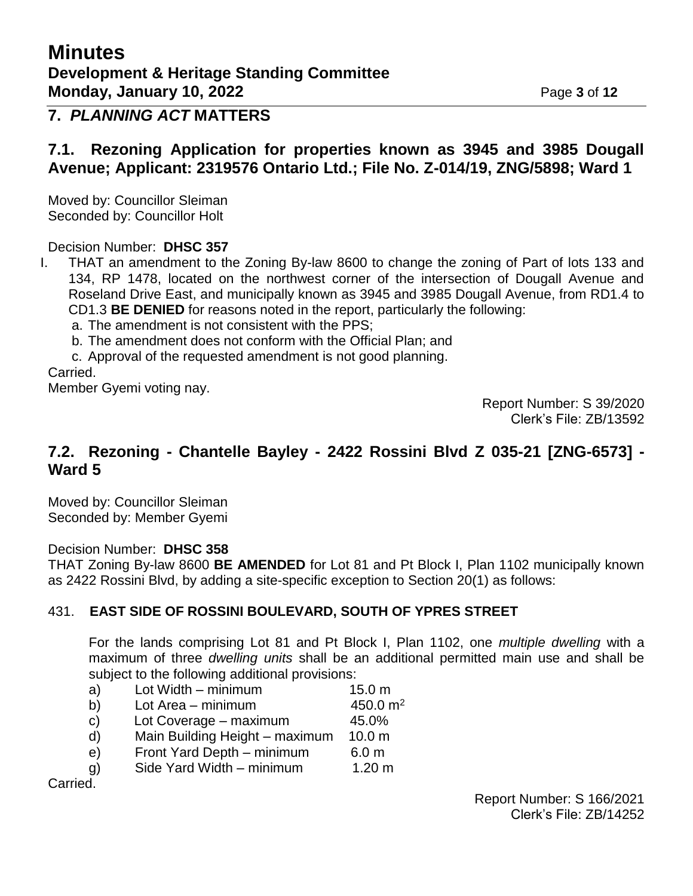## 7. *PLANNING ACT* MATTERS

### 7.1. Rezoning Application for properties known as 3945 and 3985 Dougall Avenue; Applicant: 2319576 Ontario Ltd.; File No. Z-014/19, ZNG/5898; Ward 1

Moved by: Councillor Sleiman
Seconded by: Councillor Holt

Decision Number: **DHSC 357**

I. THAT an amendment to the Zoning By-law 8600 to change the zoning of Part of lots 133 and 134, RP 1478, located on the northwest corner of the intersection of Dougall Avenue and Roseland Drive East, and municipally known as 3945 and 3985 Dougall Avenue, from RD1.4 to CD1.3 **BE DENIED** for reasons noted in the report, particularly the following:

   a. The amendment is not consistent with the PPS;
   b. The amendment does not conform with the Official Plan; and
   c. Approval of the requested amendment is not good planning.

Carried.
Member Gyemi voting nay.

Report Number: S 39/2020
Clerk's File: ZB/13592

### 7.2. Rezoning - Chantelle Bayley - 2422 Rossini Blvd Z 035-21 [ZNG-6573] - Ward 5

Moved by: Councillor Sleiman
Seconded by: Member Gyemi

Decision Number: **DHSC 358**

THAT Zoning By-law 8600 **BE AMENDED** for Lot 81 and Pt Block I, Plan 1102 municipally known as 2422 Rossini Blvd, by adding a site-specific exception to Section 20(1) as follows:

431. **EAST SIDE OF ROSSINI BOULEVARD, SOUTH OF YPRES STREET**

For the lands comprising Lot 81 and Pt Block I, Plan 1102, one *multiple dwelling* with a maximum of three *dwelling units* shall be an additional permitted main use and shall be subject to the following additional provisions:

a) Lot Width – minimum 15.0 m
b) Lot Area – minimum 450.0 $m^2$
c) Lot Coverage – maximum 45.0%
d) Main Building Height – maximum 10.0 m
e) Front Yard Depth – minimum 6.0 m
g) Side Yard Width – minimum 1.20 m

Carried.

Report Number: S 166/2021
Clerk's File: ZB/14252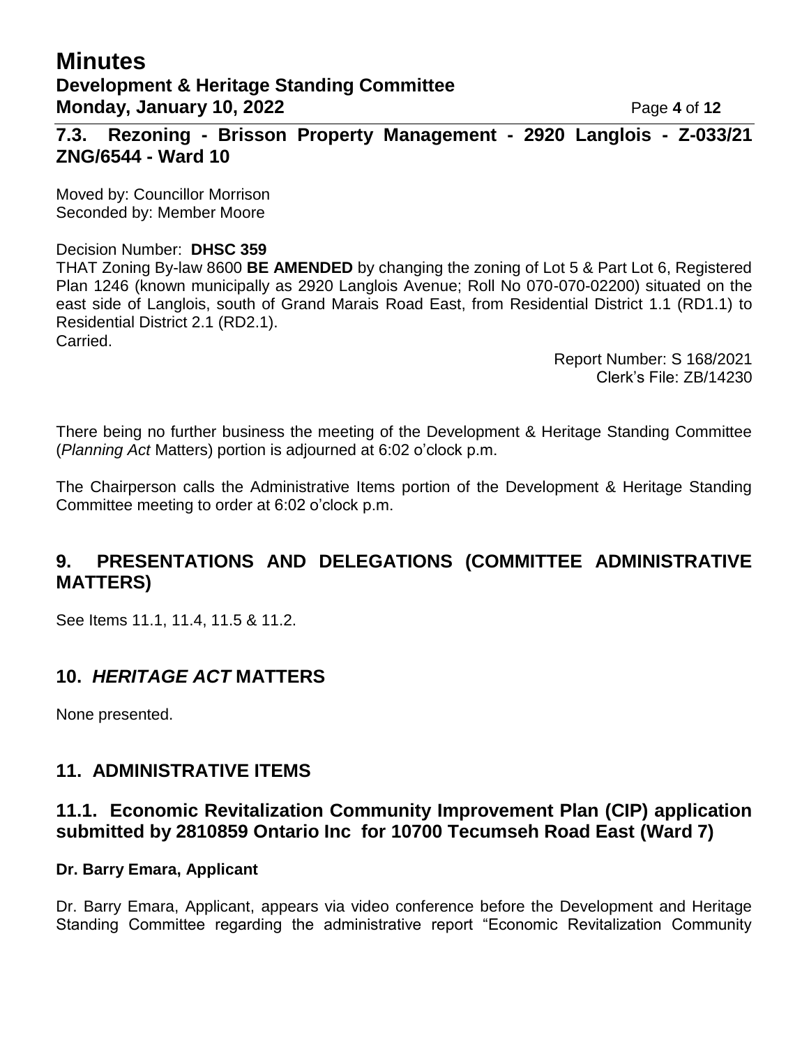## 7.3. Rezoning - Brisson Property Management - 2920 Langlois - Z-033/21 ZNG/6544 - Ward 10

Moved by: Councillor Morrison
Seconded by: Member Moore

Decision Number: **DHSC 359**
THAT Zoning By-law 8600 **BE AMENDED** by changing the zoning of Lot 5 & Part Lot 6, Registered Plan 1246 (known municipally as 2920 Langlois Avenue; Roll No 070-070-02200) situated on the east side of Langlois, south of Grand Marais Road East, from Residential District 1.1 (RD1.1) to Residential District 2.1 (RD2.1).
Carried.

Report Number: S 168/2021
Clerk's File: ZB/14230

There being no further business the meeting of the Development & Heritage Standing Committee (*Planning Act* Matters) portion is adjourned at 6:02 o'clock p.m.

The Chairperson calls the Administrative Items portion of the Development & Heritage Standing Committee meeting to order at 6:02 o'clock p.m.

# 9. PRESENTATIONS AND DELEGATIONS (COMMITTEE ADMINISTRATIVE MATTERS)

See Items 11.1, 11.4, 11.5 & 11.2.

# 10. *HERITAGE ACT* MATTERS

None presented.

# 11. ADMINISTRATIVE ITEMS

## 11.1. Economic Revitalization Community Improvement Plan (CIP) application submitted by 2810859 Ontario Inc for 10700 Tecumseh Road East (Ward 7)

**Dr. Barry Emara, Applicant**

Dr. Barry Emara, Applicant, appears via video conference before the Development and Heritage Standing Committee regarding the administrative report "Economic Revitalization Community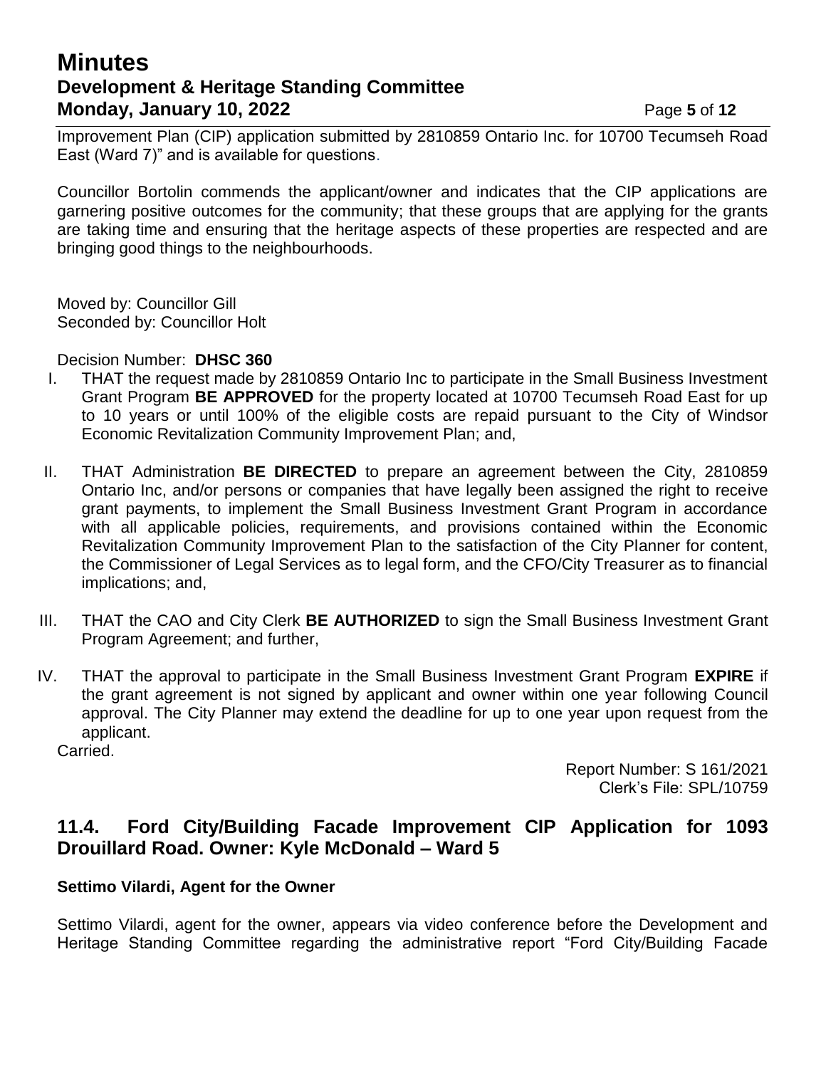Improvement Plan (CIP) application submitted by 2810859 Ontario Inc. for 10700 Tecumseh Road East (Ward 7)" and is available for questions.

Councillor Bortolin commends the applicant/owner and indicates that the CIP applications are garnering positive outcomes for the community; that these groups that are applying for the grants are taking time and ensuring that the heritage aspects of these properties are respected and are bringing good things to the neighbourhoods.

Moved by: Councillor Gill
Seconded by: Councillor Holt

Decision Number: **DHSC 360**

I. THAT the request made by 2810859 Ontario Inc to participate in the Small Business Investment Grant Program **BE APPROVED** for the property located at 10700 Tecumseh Road East for up to 10 years or until 100% of the eligible costs are repaid pursuant to the City of Windsor Economic Revitalization Community Improvement Plan; and,

II. THAT Administration **BE DIRECTED** to prepare an agreement between the City, 2810859 Ontario Inc, and/or persons or companies that have legally been assigned the right to receive grant payments, to implement the Small Business Investment Grant Program in accordance with all applicable policies, requirements, and provisions contained within the Economic Revitalization Community Improvement Plan to the satisfaction of the City Planner for content, the Commissioner of Legal Services as to legal form, and the CFO/City Treasurer as to financial implications; and,

III. THAT the CAO and City Clerk **BE AUTHORIZED** to sign the Small Business Investment Grant Program Agreement; and further,

IV. THAT the approval to participate in the Small Business Investment Grant Program **EXPIRE** if the grant agreement is not signed by applicant and owner within one year following Council approval. The City Planner may extend the deadline for up to one year upon request from the applicant.

Carried.

Report Number: S 161/2021
Clerk's File: SPL/10759

## 11.4. Ford City/Building Facade Improvement CIP Application for 1093 Drouillard Road. Owner: Kyle McDonald – Ward 5

**Settimo Vilardi, Agent for the Owner**

Settimo Vilardi, agent for the owner, appears via video conference before the Development and Heritage Standing Committee regarding the administrative report "Ford City/Building Facade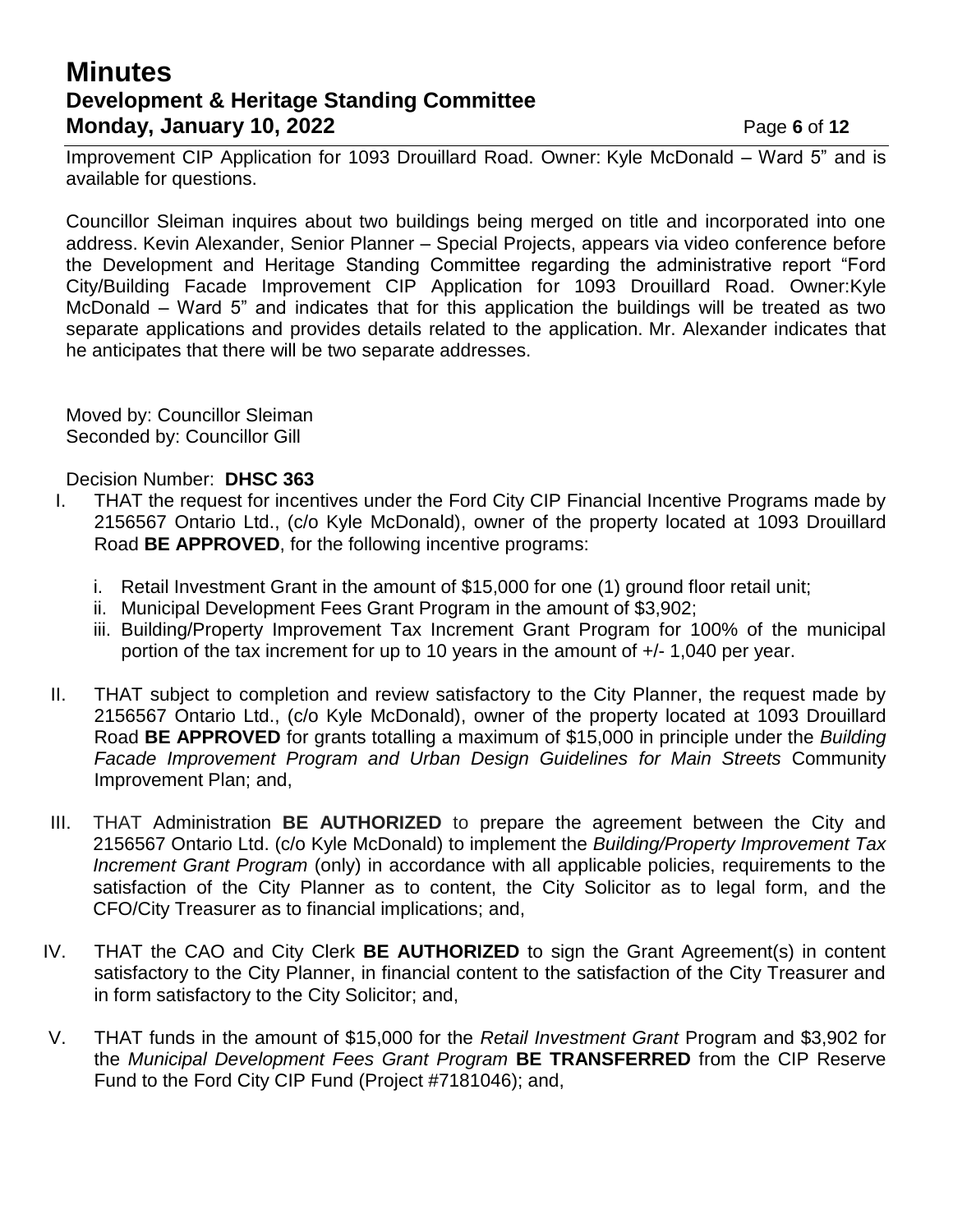Improvement CIP Application for 1093 Drouillard Road. Owner: Kyle McDonald – Ward 5" and is available for questions.

Councillor Sleiman inquires about two buildings being merged on title and incorporated into one address. Kevin Alexander, Senior Planner – Special Projects, appears via video conference before the Development and Heritage Standing Committee regarding the administrative report "Ford City/Building Facade Improvement CIP Application for 1093 Drouillard Road. Owner:Kyle McDonald – Ward 5" and indicates that for this application the buildings will be treated as two separate applications and provides details related to the application. Mr. Alexander indicates that he anticipates that there will be two separate addresses.

Moved by: Councillor Sleiman
Seconded by: Councillor Gill

Decision Number: **DHSC 363**

I. THAT the request for incentives under the Ford City CIP Financial Incentive Programs made by 2156567 Ontario Ltd., (c/o Kyle McDonald), owner of the property located at 1093 Drouillard Road **BE APPROVED**, for the following incentive programs:

   i. Retail Investment Grant in the amount of $15,000 for one (1) ground floor retail unit;
   ii. Municipal Development Fees Grant Program in the amount of $3,902;
   iii. Building/Property Improvement Tax Increment Grant Program for 100% of the municipal portion of the tax increment for up to 10 years in the amount of +/- 1,040 per year.

II. THAT subject to completion and review satisfactory to the City Planner, the request made by 2156567 Ontario Ltd., (c/o Kyle McDonald), owner of the property located at 1093 Drouillard Road **BE APPROVED** for grants totalling a maximum of $15,000 in principle under the *Building Facade Improvement Program and Urban Design Guidelines for Main Streets* Community Improvement Plan; and,

III. THAT Administration **BE AUTHORIZED** to prepare the agreement between the City and 2156567 Ontario Ltd. (c/o Kyle McDonald) to implement the *Building/Property Improvement Tax Increment Grant Program* (only) in accordance with all applicable policies, requirements to the satisfaction of the City Planner as to content, the City Solicitor as to legal form, and the CFO/City Treasurer as to financial implications; and,

IV. THAT the CAO and City Clerk **BE AUTHORIZED** to sign the Grant Agreement(s) in content satisfactory to the City Planner, in financial content to the satisfaction of the City Treasurer and in form satisfactory to the City Solicitor; and,

V. THAT funds in the amount of $15,000 for the *Retail Investment Grant* Program and $3,902 for the *Municipal Development Fees Grant Program* **BE TRANSFERRED** from the CIP Reserve Fund to the Ford City CIP Fund (Project #7181046); and,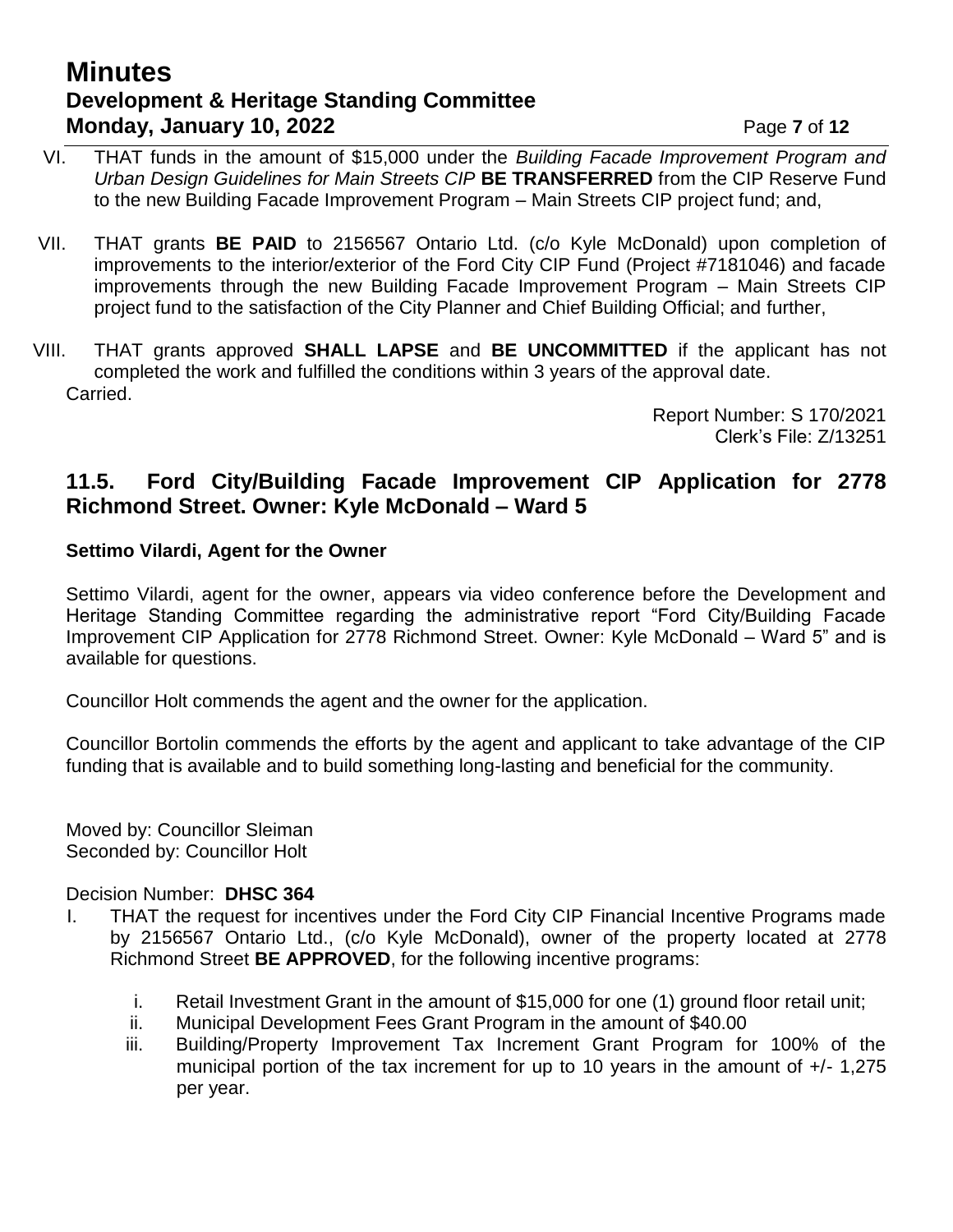VI. THAT funds in the amount of $15,000 under the *Building Facade Improvement Program and Urban Design Guidelines for Main Streets CIP* **BE TRANSFERRED** from the CIP Reserve Fund to the new Building Facade Improvement Program – Main Streets CIP project fund; and,

VII. THAT grants **BE PAID** to 2156567 Ontario Ltd. (c/o Kyle McDonald) upon completion of improvements to the interior/exterior of the Ford City CIP Fund (Project #7181046) and facade improvements through the new Building Facade Improvement Program – Main Streets CIP project fund to the satisfaction of the City Planner and Chief Building Official; and further,

VIII. THAT grants approved **SHALL LAPSE** and **BE UNCOMMITTED** if the applicant has not completed the work and fulfilled the conditions within 3 years of the approval date.

Carried.

Report Number: S 170/2021
Clerk's File: Z/13251

## 11.5. Ford City/Building Facade Improvement CIP Application for 2778 Richmond Street. Owner: Kyle McDonald – Ward 5

**Settimo Vilardi, Agent for the Owner**

Settimo Vilardi, agent for the owner, appears via video conference before the Development and Heritage Standing Committee regarding the administrative report "Ford City/Building Facade Improvement CIP Application for 2778 Richmond Street. Owner: Kyle McDonald – Ward 5" and is available for questions.

Councillor Holt commends the agent and the owner for the application.

Councillor Bortolin commends the efforts by the agent and applicant to take advantage of the CIP funding that is available and to build something long-lasting and beneficial for the community.

Moved by: Councillor Sleiman
Seconded by: Councillor Holt

Decision Number: **DHSC 364**

I. THAT the request for incentives under the Ford City CIP Financial Incentive Programs made by 2156567 Ontario Ltd., (c/o Kyle McDonald), owner of the property located at 2778 Richmond Street **BE APPROVED**, for the following incentive programs:

   i. Retail Investment Grant in the amount of $15,000 for one (1) ground floor retail unit;
   ii. Municipal Development Fees Grant Program in the amount of $40.00
   iii. Building/Property Improvement Tax Increment Grant Program for 100% of the municipal portion of the tax increment for up to 10 years in the amount of +/- 1,275 per year.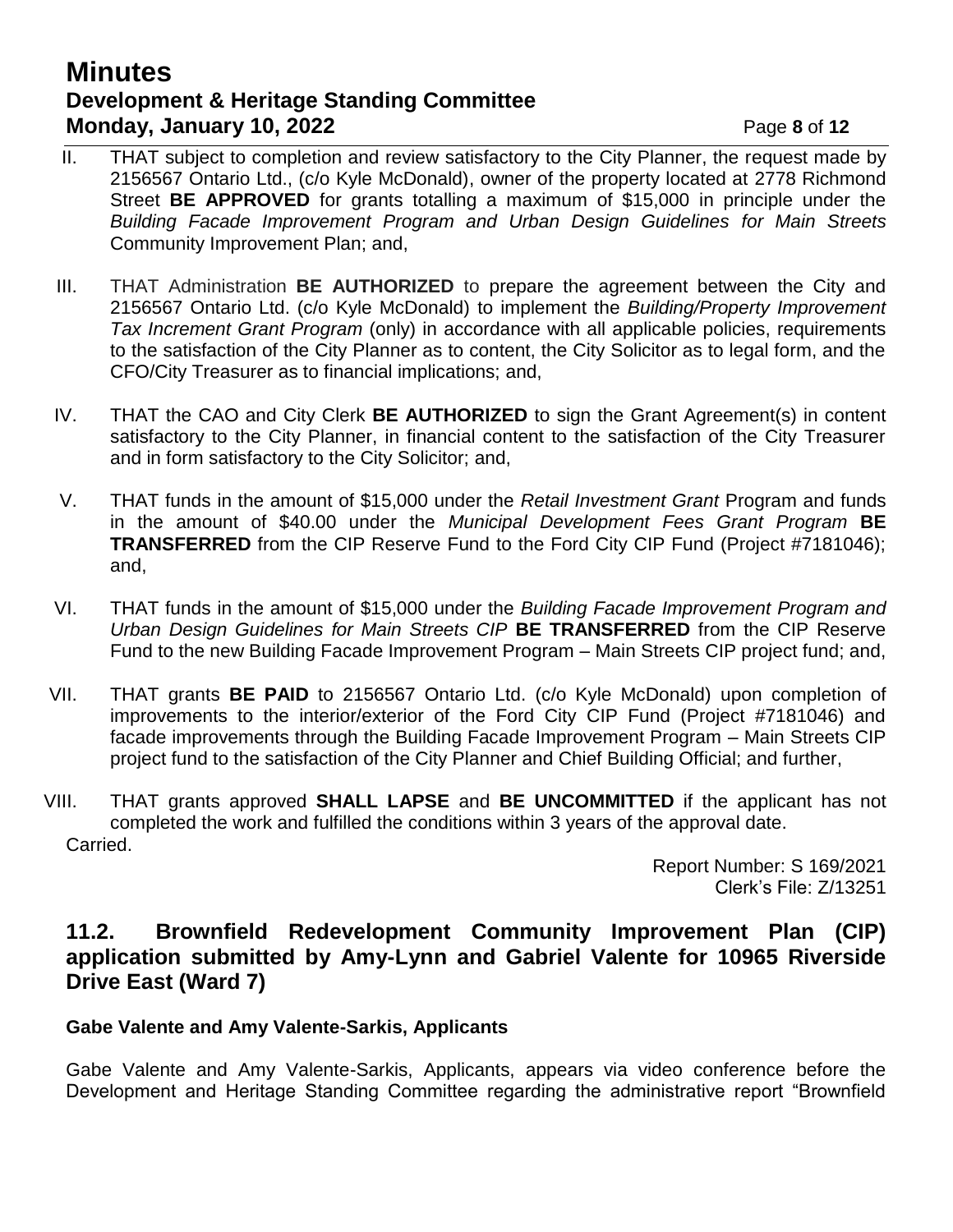II. THAT subject to completion and review satisfactory to the City Planner, the request made by 2156567 Ontario Ltd., (c/o Kyle McDonald), owner of the property located at 2778 Richmond Street **BE APPROVED** for grants totalling a maximum of $15,000 in principle under the *Building Facade Improvement Program and Urban Design Guidelines for Main Streets* Community Improvement Plan; and,

III. THAT Administration **BE AUTHORIZED** to prepare the agreement between the City and 2156567 Ontario Ltd. (c/o Kyle McDonald) to implement the *Building/Property Improvement Tax Increment Grant Program* (only) in accordance with all applicable policies, requirements to the satisfaction of the City Planner as to content, the City Solicitor as to legal form, and the CFO/City Treasurer as to financial implications; and,

IV. THAT the CAO and City Clerk **BE AUTHORIZED** to sign the Grant Agreement(s) in content satisfactory to the City Planner, in financial content to the satisfaction of the City Treasurer and in form satisfactory to the City Solicitor; and,

V. THAT funds in the amount of $15,000 under the *Retail Investment Grant* Program and funds in the amount of $40.00 under the *Municipal Development Fees Grant Program* **BE TRANSFERRED** from the CIP Reserve Fund to the Ford City CIP Fund (Project #7181046); and,

VI. THAT funds in the amount of $15,000 under the *Building Facade Improvement Program and Urban Design Guidelines for Main Streets CIP* **BE TRANSFERRED** from the CIP Reserve Fund to the new Building Facade Improvement Program – Main Streets CIP project fund; and,

VII. THAT grants **BE PAID** to 2156567 Ontario Ltd. (c/o Kyle McDonald) upon completion of improvements to the interior/exterior of the Ford City CIP Fund (Project #7181046) and facade improvements through the Building Facade Improvement Program – Main Streets CIP project fund to the satisfaction of the City Planner and Chief Building Official; and further,

VIII. THAT grants approved **SHALL LAPSE** and **BE UNCOMMITTED** if the applicant has not completed the work and fulfilled the conditions within 3 years of the approval date.

Carried.

Report Number: S 169/2021
Clerk's File: Z/13251

## 11.2. Brownfield Redevelopment Community Improvement Plan (CIP) application submitted by Amy-Lynn and Gabriel Valente for 10965 Riverside Drive East (Ward 7)

**Gabe Valente and Amy Valente-Sarkis, Applicants**

Gabe Valente and Amy Valente-Sarkis, Applicants, appears via video conference before the Development and Heritage Standing Committee regarding the administrative report "Brownfield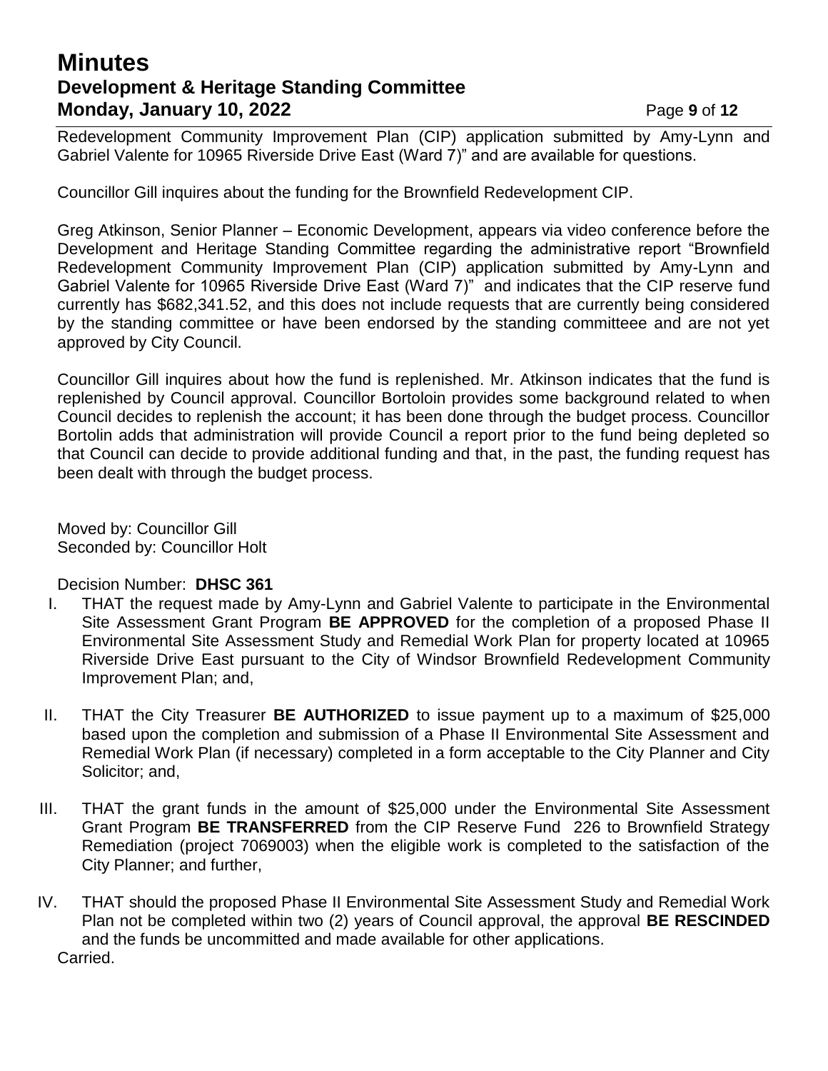Redevelopment Community Improvement Plan (CIP) application submitted by Amy-Lynn and Gabriel Valente for 10965 Riverside Drive East (Ward 7)" and are available for questions.

Councillor Gill inquires about the funding for the Brownfield Redevelopment CIP.

Greg Atkinson, Senior Planner – Economic Development, appears via video conference before the Development and Heritage Standing Committee regarding the administrative report "Brownfield Redevelopment Community Improvement Plan (CIP) application submitted by Amy-Lynn and Gabriel Valente for 10965 Riverside Drive East (Ward 7)" and indicates that the CIP reserve fund currently has $682,341.52, and this does not include requests that are currently being considered by the standing committee or have been endorsed by the standing committeee and are not yet approved by City Council.

Councillor Gill inquires about how the fund is replenished. Mr. Atkinson indicates that the fund is replenished by Council approval. Councillor Bortoloin provides some background related to when Council decides to replenish the account; it has been done through the budget process. Councillor Bortolin adds that administration will provide Council a report prior to the fund being depleted so that Council can decide to provide additional funding and that, in the past, the funding request has been dealt with through the budget process.

Moved by: Councillor Gill
Seconded by: Councillor Holt

Decision Number: **DHSC 361**

I. THAT the request made by Amy-Lynn and Gabriel Valente to participate in the Environmental Site Assessment Grant Program **BE APPROVED** for the completion of a proposed Phase II Environmental Site Assessment Study and Remedial Work Plan for property located at 10965 Riverside Drive East pursuant to the City of Windsor Brownfield Redevelopment Community Improvement Plan; and,

II. THAT the City Treasurer **BE AUTHORIZED** to issue payment up to a maximum of $25,000 based upon the completion and submission of a Phase II Environmental Site Assessment and Remedial Work Plan (if necessary) completed in a form acceptable to the City Planner and City Solicitor; and,

III. THAT the grant funds in the amount of $25,000 under the Environmental Site Assessment Grant Program **BE TRANSFERRED** from the CIP Reserve Fund 226 to Brownfield Strategy Remediation (project 7069003) when the eligible work is completed to the satisfaction of the City Planner; and further,

IV. THAT should the proposed Phase II Environmental Site Assessment Study and Remedial Work Plan not be completed within two (2) years of Council approval, the approval **BE RESCINDED** and the funds be uncommitted and made available for other applications.

Carried.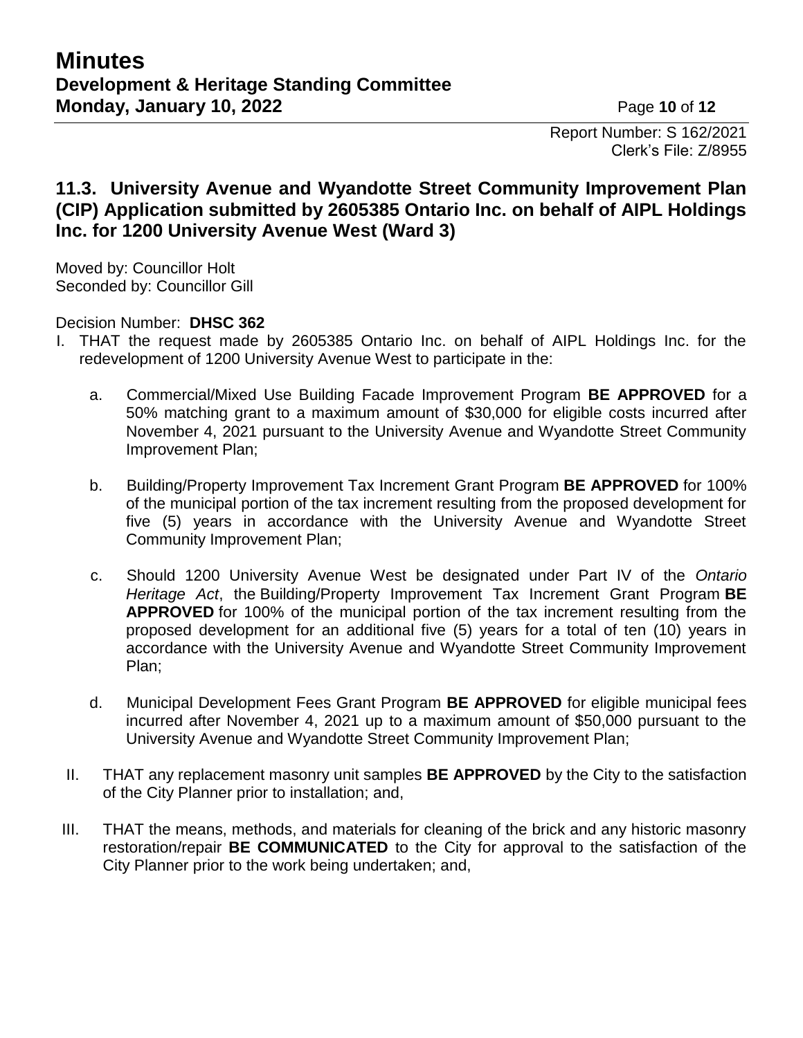Report Number: S 162/2021
Clerk's File: Z/8955

### 11.3. University Avenue and Wyandotte Street Community Improvement Plan (CIP) Application submitted by 2605385 Ontario Inc. on behalf of AIPL Holdings Inc. for 1200 University Avenue West (Ward 3)

Moved by: Councillor Holt
Seconded by: Councillor Gill

Decision Number: **DHSC 362**

I. THAT the request made by 2605385 Ontario Inc. on behalf of AIPL Holdings Inc. for the redevelopment of 1200 University Avenue West to participate in the:

   a. Commercial/Mixed Use Building Facade Improvement Program **BE APPROVED** for a 50% matching grant to a maximum amount of $30,000 for eligible costs incurred after November 4, 2021 pursuant to the University Avenue and Wyandotte Street Community Improvement Plan;

   b. Building/Property Improvement Tax Increment Grant Program **BE APPROVED** for 100% of the municipal portion of the tax increment resulting from the proposed development for five (5) years in accordance with the University Avenue and Wyandotte Street Community Improvement Plan;

   c. Should 1200 University Avenue West be designated under Part IV of the *Ontario Heritage Act*, the Building/Property Improvement Tax Increment Grant Program **BE APPROVED** for 100% of the municipal portion of the tax increment resulting from the proposed development for an additional five (5) years for a total of ten (10) years in accordance with the University Avenue and Wyandotte Street Community Improvement Plan;

   d. Municipal Development Fees Grant Program **BE APPROVED** for eligible municipal fees incurred after November 4, 2021 up to a maximum amount of $50,000 pursuant to the University Avenue and Wyandotte Street Community Improvement Plan;

II. THAT any replacement masonry unit samples **BE APPROVED** by the City to the satisfaction of the City Planner prior to installation; and,

III. THAT the means, methods, and materials for cleaning of the brick and any historic masonry restoration/repair **BE COMMUNICATED** to the City for approval to the satisfaction of the City Planner prior to the work being undertaken; and,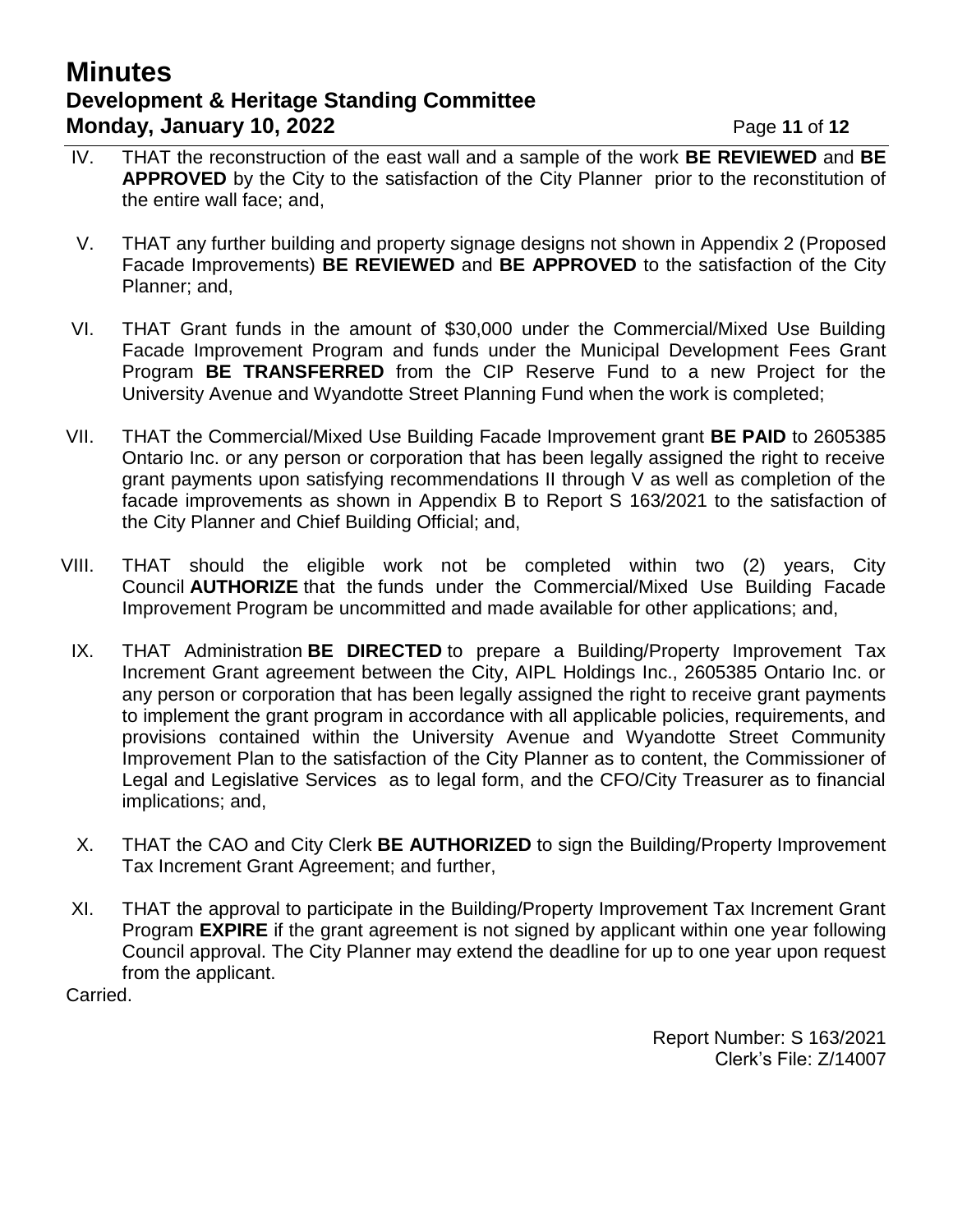IV. THAT the reconstruction of the east wall and a sample of the work **BE REVIEWED** and **BE APPROVED** by the City to the satisfaction of the City Planner prior to the reconstitution of the entire wall face; and,

V. THAT any further building and property signage designs not shown in Appendix 2 (Proposed Facade Improvements) **BE REVIEWED** and **BE APPROVED** to the satisfaction of the City Planner; and,

VI. THAT Grant funds in the amount of $30,000 under the Commercial/Mixed Use Building Facade Improvement Program and funds under the Municipal Development Fees Grant Program **BE TRANSFERRED** from the CIP Reserve Fund to a new Project for the University Avenue and Wyandotte Street Planning Fund when the work is completed;

VII. THAT the Commercial/Mixed Use Building Facade Improvement grant **BE PAID** to 2605385 Ontario Inc. or any person or corporation that has been legally assigned the right to receive grant payments upon satisfying recommendations II through V as well as completion of the facade improvements as shown in Appendix B to Report S 163/2021 to the satisfaction of the City Planner and Chief Building Official; and,

VIII. THAT should the eligible work not be completed within two (2) years, City Council **AUTHORIZE** that the funds under the Commercial/Mixed Use Building Facade Improvement Program be uncommitted and made available for other applications; and,

IX. THAT Administration **BE DIRECTED** to prepare a Building/Property Improvement Tax Increment Grant agreement between the City, AIPL Holdings Inc., 2605385 Ontario Inc. or any person or corporation that has been legally assigned the right to receive grant payments to implement the grant program in accordance with all applicable policies, requirements, and provisions contained within the University Avenue and Wyandotte Street Community Improvement Plan to the satisfaction of the City Planner as to content, the Commissioner of Legal and Legislative Services as to legal form, and the CFO/City Treasurer as to financial implications; and,

X. THAT the CAO and City Clerk **BE AUTHORIZED** to sign the Building/Property Improvement Tax Increment Grant Agreement; and further,

XI. THAT the approval to participate in the Building/Property Improvement Tax Increment Grant Program **EXPIRE** if the grant agreement is not signed by applicant within one year following Council approval. The City Planner may extend the deadline for up to one year upon request from the applicant.

Carried.

Report Number: S 163/2021
Clerk's File: Z/14007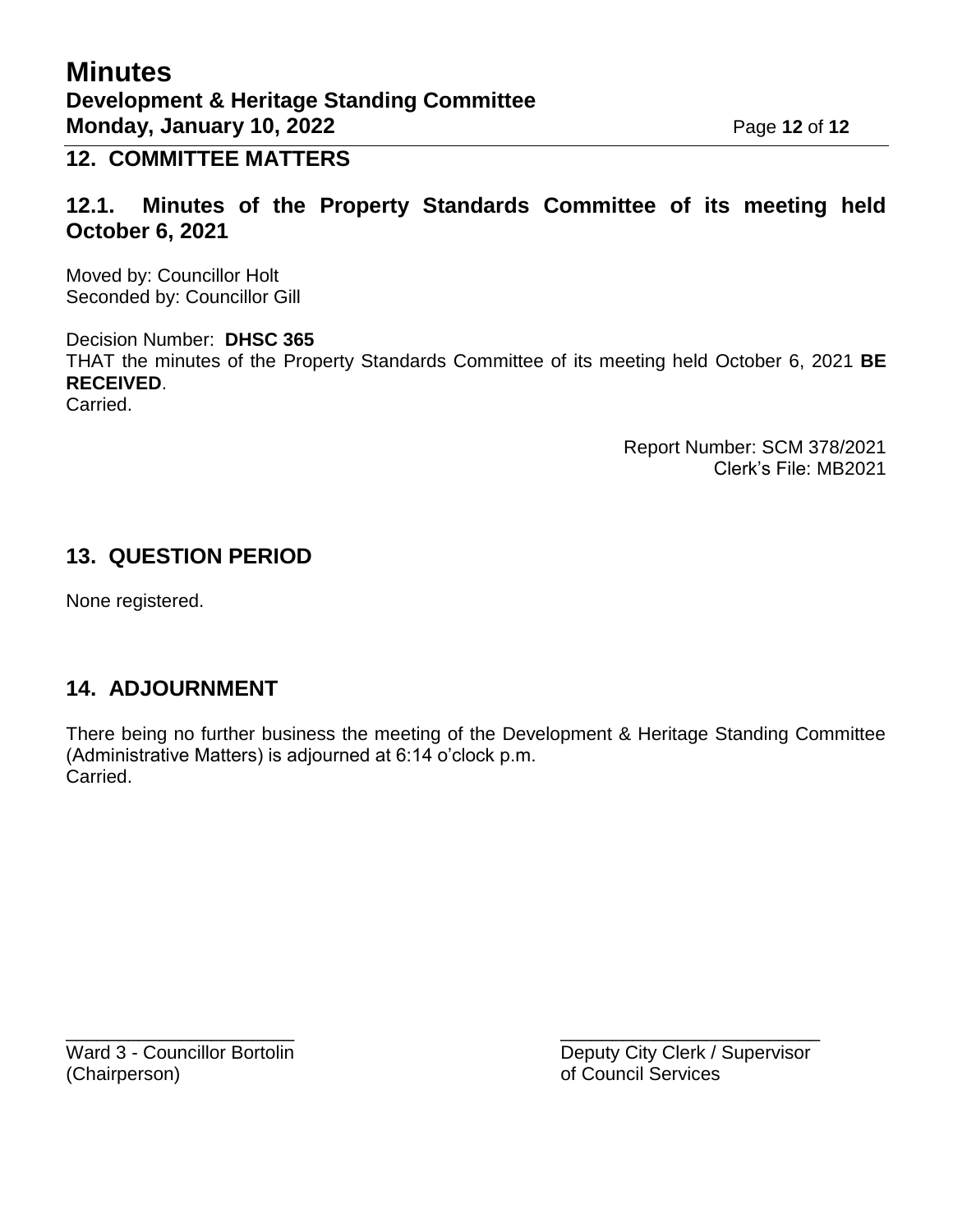## 12. COMMITTEE MATTERS

### 12.1. Minutes of the Property Standards Committee of its meeting held October 6, 2021

Moved by: Councillor Holt
Seconded by: Councillor Gill

Decision Number: **DHSC 365**
THAT the minutes of the Property Standards Committee of its meeting held October 6, 2021 **BE RECEIVED**.
Carried.

Report Number: SCM 378/2021
Clerk's File: MB2021

## 13. QUESTION PERIOD

None registered.

## 14. ADJOURNMENT

There being no further business the meeting of the Development & Heritage Standing Committee (Administrative Matters) is adjourned at 6:14 o'clock p.m.
Carried.

\_\_\_\_\_\_\_\_\_\_\_\_\_\_\_\_\_\_\_\_\_\_\_
Ward 3 - Councillor Bortolin
(Chairperson)

\_\_\_\_\_\_\_\_\_\_\_\_\_\_\_\_\_\_\_\_\_\_\_\_\_\_
Deputy City Clerk / Supervisor
of Council Services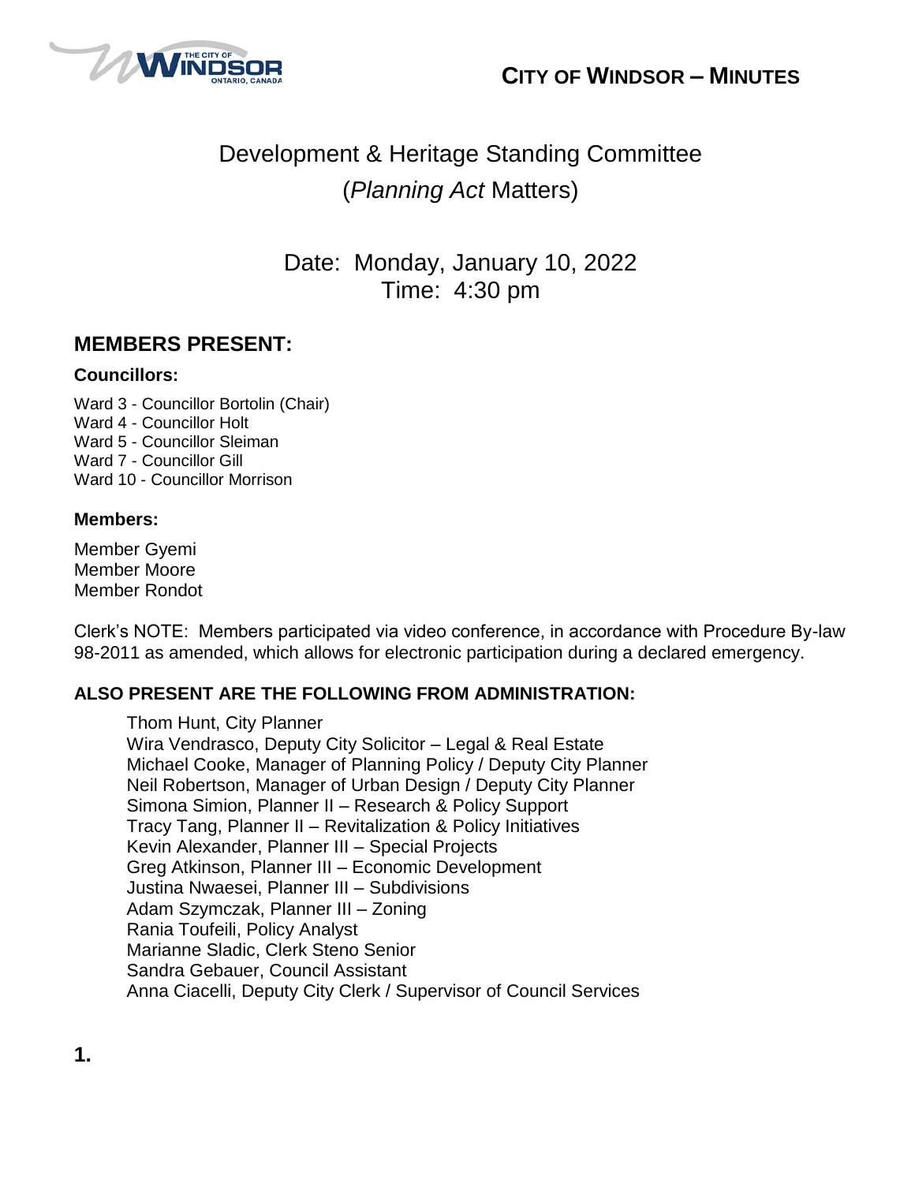**CITY OF WINDSOR – MINUTES**

# Development & Heritage Standing Committee
## (*Planning Act* Matters)

Date: Monday, January 10, 2022
Time: 4:30 pm

## MEMBERS PRESENT:

### Councillors:

Ward 3 - Councillor Bortolin (Chair)
Ward 4 - Councillor Holt
Ward 5 - Councillor Sleiman
Ward 7 - Councillor Gill
Ward 10 - Councillor Morrison

### Members:

Member Gyemi
Member Moore
Member Rondot

Clerk's NOTE: Members participated via video conference, in accordance with Procedure By-law 98-2011 as amended, which allows for electronic participation during a declared emergency.

### ALSO PRESENT ARE THE FOLLOWING FROM ADMINISTRATION:

Thom Hunt, City Planner
Wira Vendrasco, Deputy City Solicitor – Legal & Real Estate
Michael Cooke, Manager of Planning Policy / Deputy City Planner
Neil Robertson, Manager of Urban Design / Deputy City Planner
Simona Simion, Planner II – Research & Policy Support
Tracy Tang, Planner II – Revitalization & Policy Initiatives
Kevin Alexander, Planner III – Special Projects
Greg Atkinson, Planner III – Economic Development
Justina Nwaesei, Planner III – Subdivisions
Adam Szymczak, Planner III – Zoning
Rania Toufeili, Policy Analyst
Marianne Sladic, Clerk Steno Senior
Sandra Gebauer, Council Assistant
Anna Ciacelli, Deputy City Clerk / Supervisor of Council Services

**1.**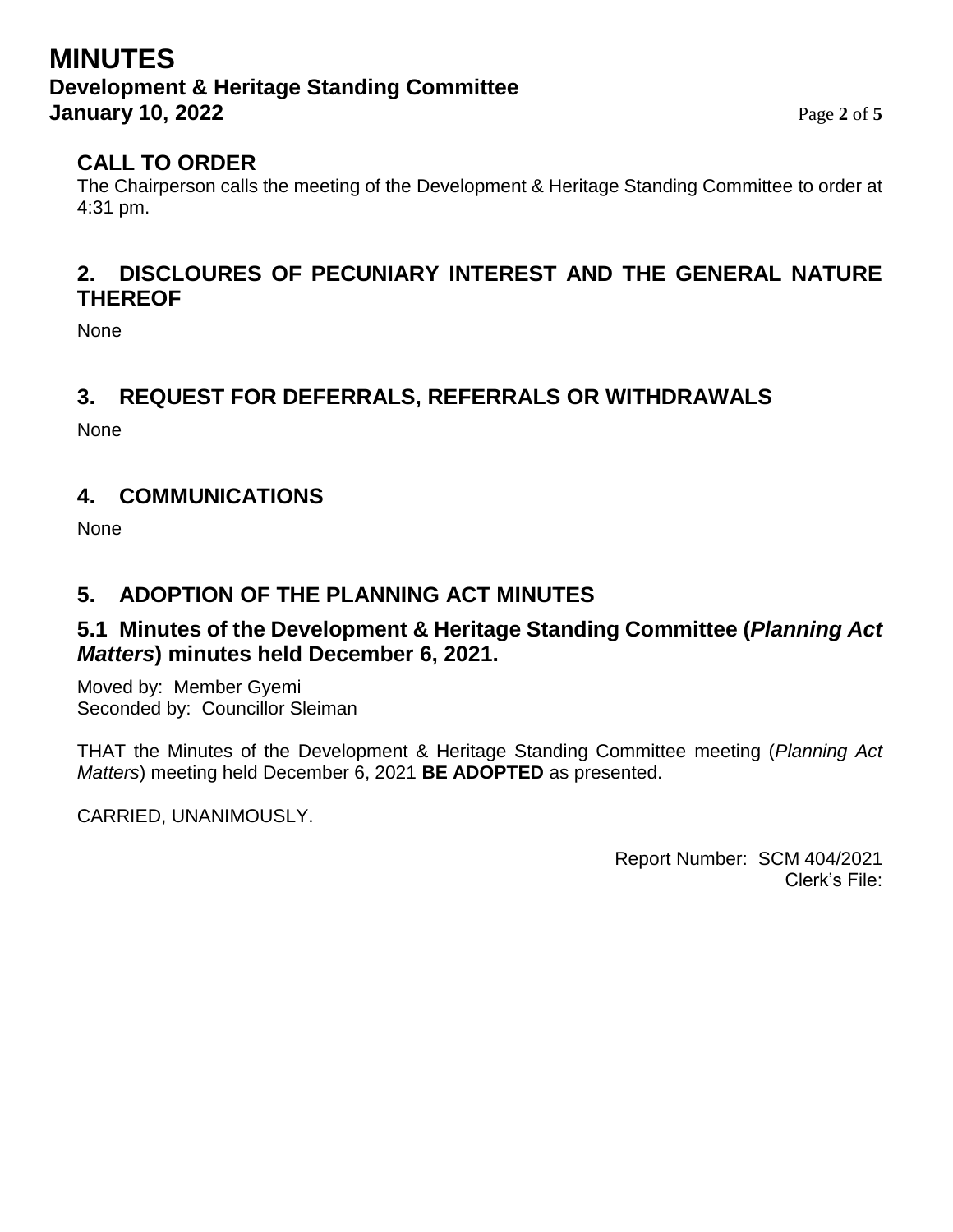# MINUTES

## Development & Heritage Standing Committee

**January 10, 2022**

## CALL TO ORDER

The Chairperson calls the meeting of the Development & Heritage Standing Committee to order at 4:31 pm.

## 2. DISCLOURES OF PECUNIARY INTEREST AND THE GENERAL NATURE THEREOF

None

## 3. REQUEST FOR DEFERRALS, REFERRALS OR WITHDRAWALS

None

## 4. COMMUNICATIONS

None

## 5. ADOPTION OF THE PLANNING ACT MINUTES

### 5.1 Minutes of the Development & Heritage Standing Committee (*Planning Act Matters*) minutes held December 6, 2021.

Moved by: Member Gyemi
Seconded by: Councillor Sleiman

THAT the Minutes of the Development & Heritage Standing Committee meeting (*Planning Act Matters*) meeting held December 6, 2021 **BE ADOPTED** as presented.

CARRIED, UNANIMOUSLY.

Report Number: SCM 404/2021
Clerk's File: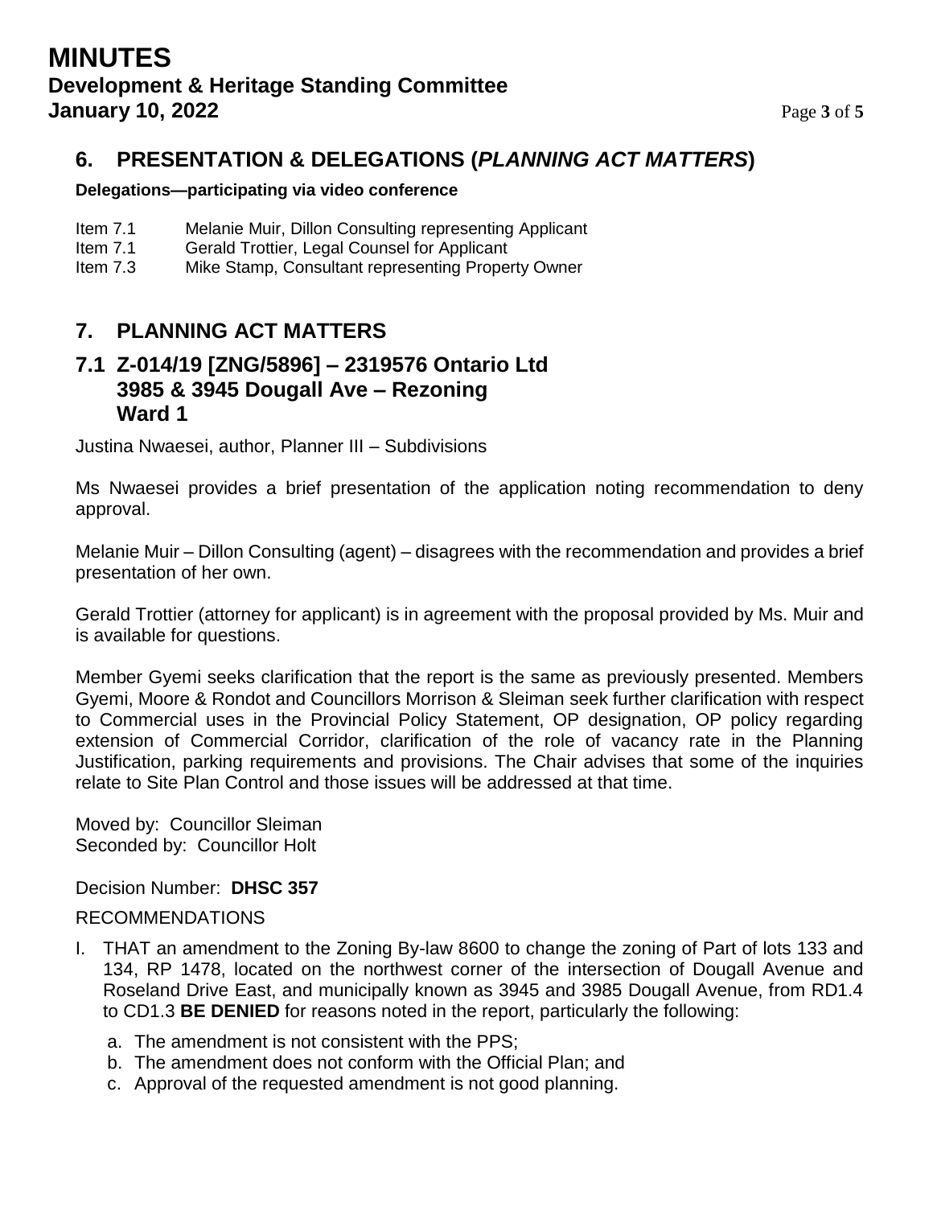## 6. PRESENTATION & DELEGATIONS (*PLANNING ACT MATTERS*)

**Delegations—participating via video conference**

Item 7.1 Melanie Muir, Dillon Consulting representing Applicant
Item 7.1 Gerald Trottier, Legal Counsel for Applicant
Item 7.3 Mike Stamp, Consultant representing Property Owner

## 7. PLANNING ACT MATTERS

### 7.1 Z-014/19 [ZNG/5896] – 2319576 Ontario Ltd 3985 & 3945 Dougall Ave – Rezoning Ward 1

Justina Nwaesei, author, Planner III – Subdivisions

Ms Nwaesei provides a brief presentation of the application noting recommendation to deny approval.

Melanie Muir – Dillon Consulting (agent) – disagrees with the recommendation and provides a brief presentation of her own.

Gerald Trottier (attorney for applicant) is in agreement with the proposal provided by Ms. Muir and is available for questions.

Member Gyemi seeks clarification that the report is the same as previously presented. Members Gyemi, Moore & Rondot and Councillors Morrison & Sleiman seek further clarification with respect to Commercial uses in the Provincial Policy Statement, OP designation, OP policy regarding extension of Commercial Corridor, clarification of the role of vacancy rate in the Planning Justification, parking requirements and provisions. The Chair advises that some of the inquiries relate to Site Plan Control and those issues will be addressed at that time.

Moved by: Councillor Sleiman
Seconded by: Councillor Holt

Decision Number: **DHSC 357**

RECOMMENDATIONS

I. THAT an amendment to the Zoning By-law 8600 to change the zoning of Part of lots 133 and 134, RP 1478, located on the northwest corner of the intersection of Dougall Avenue and Roseland Drive East, and municipally known as 3945 and 3985 Dougall Avenue, from RD1.4 to CD1.3 **BE DENIED** for reasons noted in the report, particularly the following:

   a. The amendment is not consistent with the PPS;
   b. The amendment does not conform with the Official Plan; and
   c. Approval of the requested amendment is not good planning.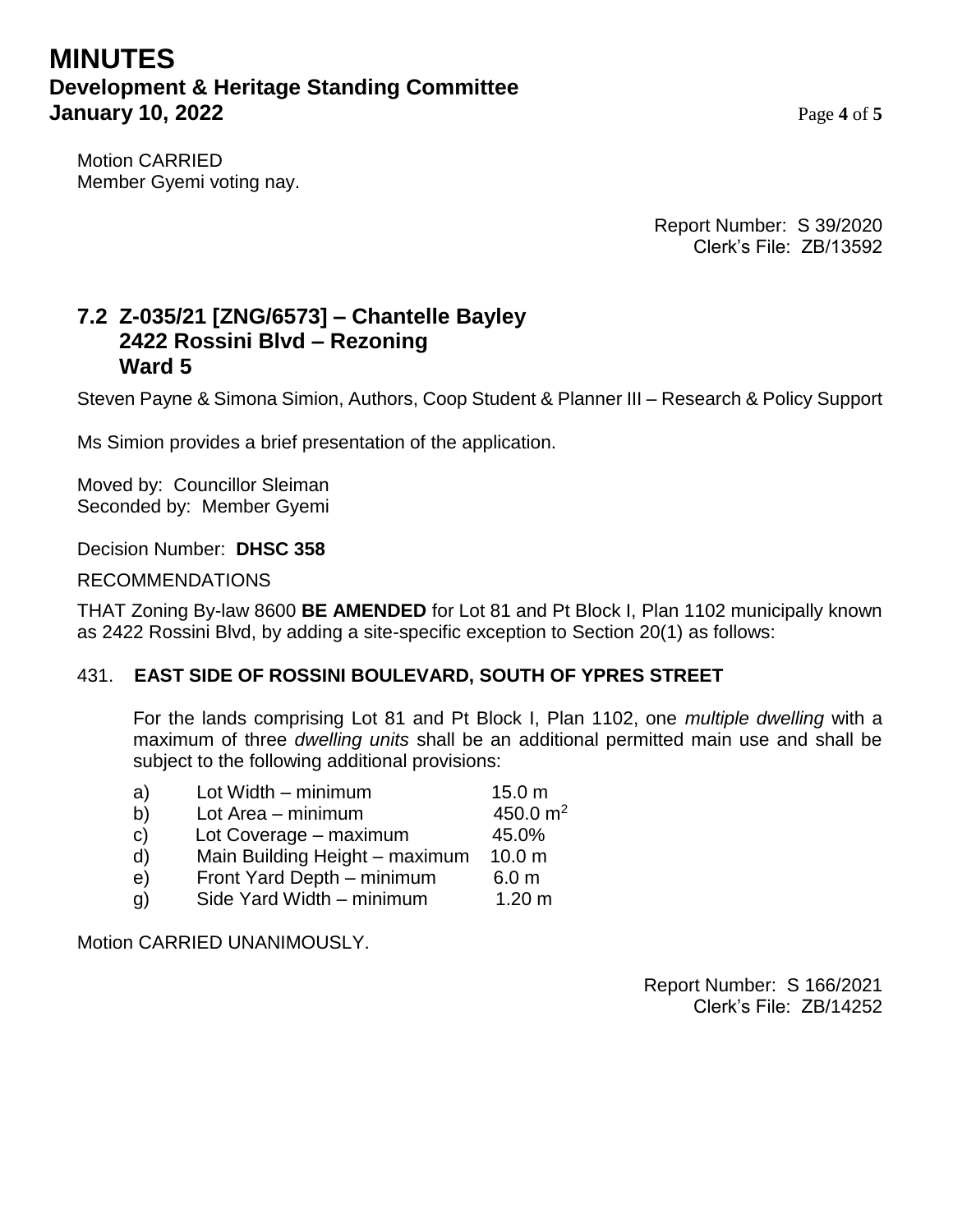Motion CARRIED
Member Gyemi voting nay.

Report Number: S 39/2020
Clerk's File: ZB/13592

## 7.2 Z-035/21 [ZNG/6573] – Chantelle Bayley 2422 Rossini Blvd – Rezoning Ward 5

Steven Payne & Simona Simion, Authors, Coop Student & Planner III – Research & Policy Support

Ms Simion provides a brief presentation of the application.

Moved by: Councillor Sleiman
Seconded by: Member Gyemi

Decision Number: **DHSC 358**

RECOMMENDATIONS

THAT Zoning By-law 8600 **BE AMENDED** for Lot 81 and Pt Block I, Plan 1102 municipally known as 2422 Rossini Blvd, by adding a site-specific exception to Section 20(1) as follows:

431. **EAST SIDE OF ROSSINI BOULEVARD, SOUTH OF YPRES STREET**

For the lands comprising Lot 81 and Pt Block I, Plan 1102, one *multiple dwelling* with a maximum of three *dwelling units* shall be an additional permitted main use and shall be subject to the following additional provisions:

| | | |
|---|---|---|
| a) | Lot Width – minimum | 15.0 m |
| b) | Lot Area – minimum | 450.0 $m^2$ |
| c) | Lot Coverage – maximum | 45.0% |
| d) | Main Building Height – maximum | 10.0 m |
| e) | Front Yard Depth – minimum | 6.0 m |
| g) | Side Yard Width – minimum | 1.20 m |

Motion CARRIED UNANIMOUSLY.

Report Number: S 166/2021
Clerk's File: ZB/14252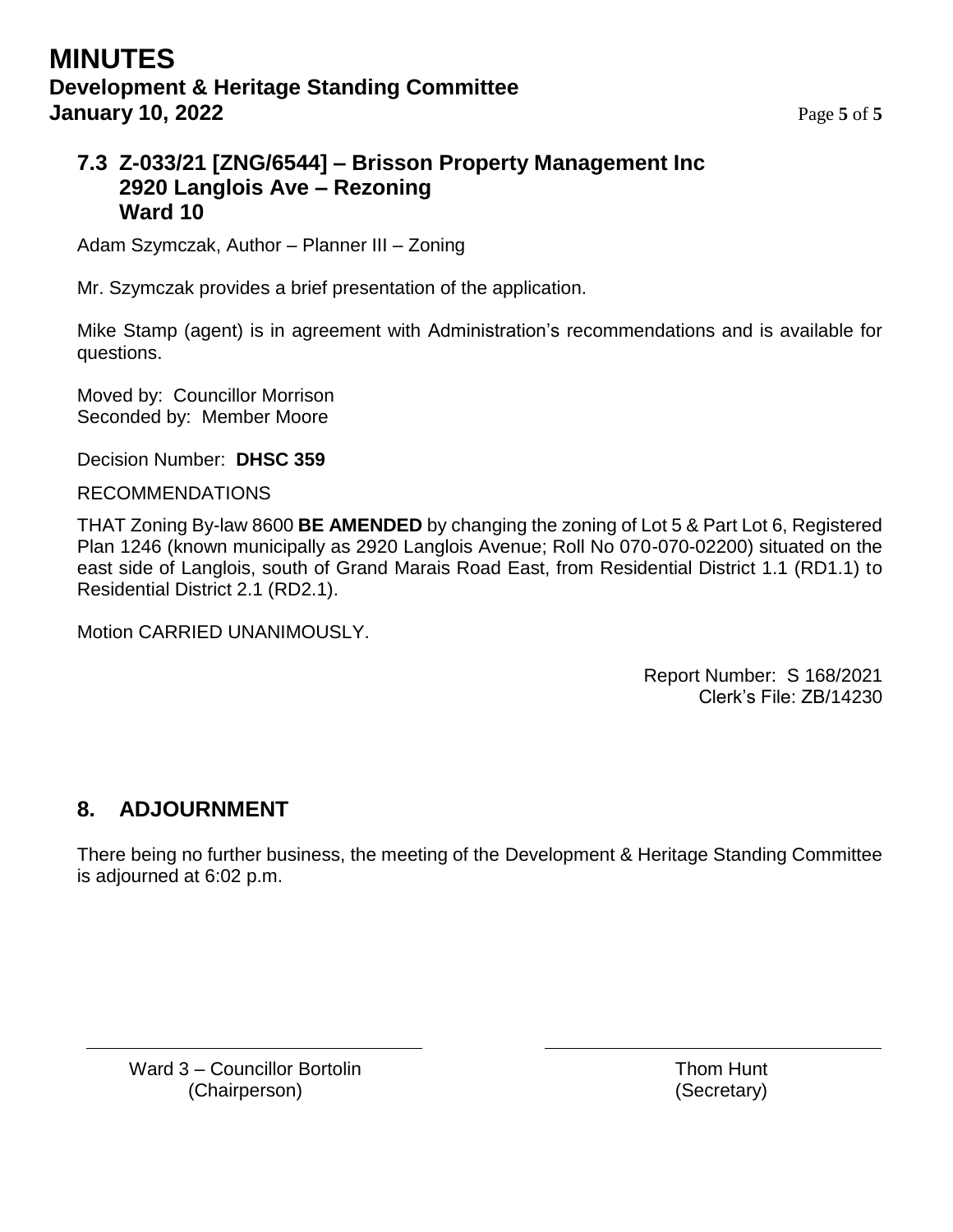### 7.3 Z-033/21 [ZNG/6544] – Brisson Property Management Inc 2920 Langlois Ave – Rezoning Ward 10

Adam Szymczak, Author – Planner III – Zoning

Mr. Szymczak provides a brief presentation of the application.

Mike Stamp (agent) is in agreement with Administration's recommendations and is available for questions.

Moved by: Councillor Morrison
Seconded by: Member Moore

Decision Number: **DHSC 359**

RECOMMENDATIONS

THAT Zoning By-law 8600 **BE AMENDED** by changing the zoning of Lot 5 & Part Lot 6, Registered Plan 1246 (known municipally as 2920 Langlois Avenue; Roll No 070-070-02200) situated on the east side of Langlois, south of Grand Marais Road East, from Residential District 1.1 (RD1.1) to Residential District 2.1 (RD2.1).

Motion CARRIED UNANIMOUSLY.

Report Number: S 168/2021
Clerk's File: ZB/14230

## 8. ADJOURNMENT

There being no further business, the meeting of the Development & Heritage Standing Committee is adjourned at 6:02 p.m.

Ward 3 – Councillor Bortolin
(Chairperson)

Thom Hunt
(Secretary)